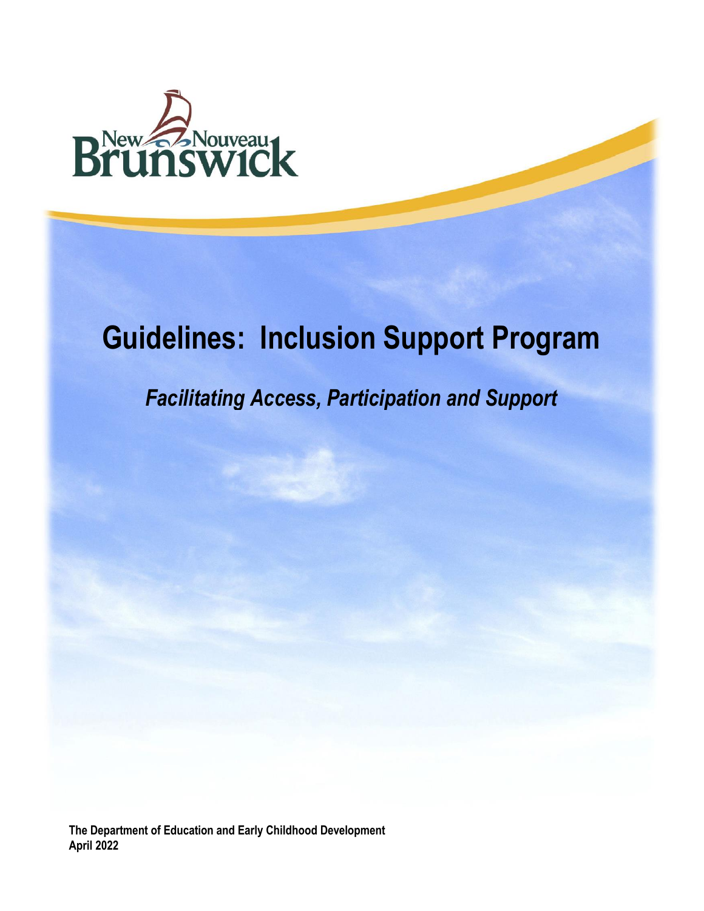New Nouveau Brunswick

# Guidelines: Inclusion Support Program

## *Facilitating Access, Participation and Support*

**The Department of Education and Early Childhood Development**
**April 2022**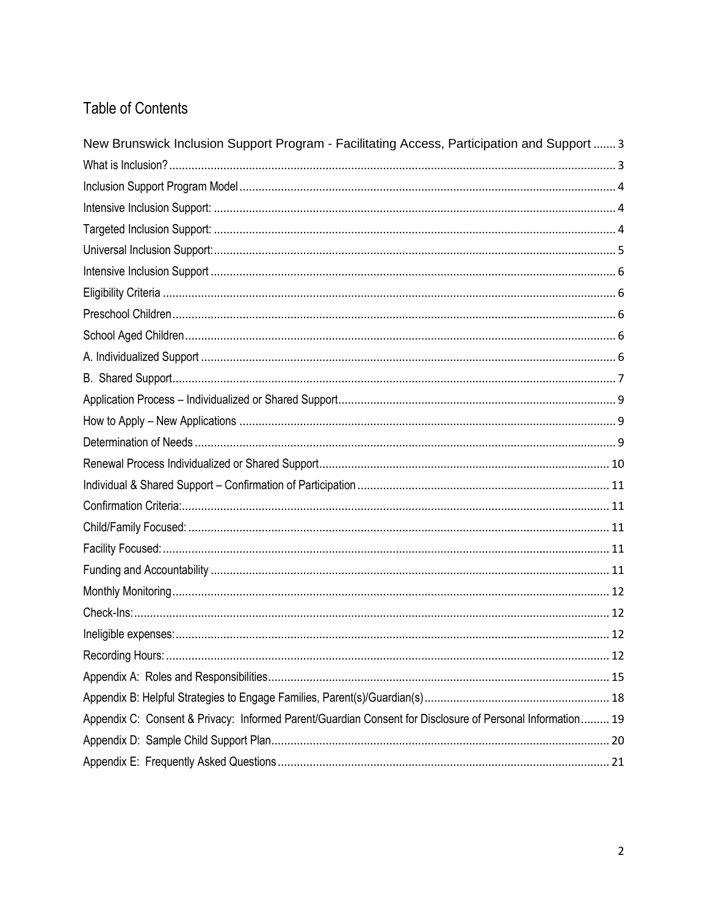## Table of Contents

| | |
|---|---|
| New Brunswick Inclusion Support Program - Facilitating Access, Participation and Support | 3 |
| What is Inclusion? | 3 |
| Inclusion Support Program Model | 4 |
| Intensive Inclusion Support: | 4 |
| Targeted Inclusion Support: | 4 |
| Universal Inclusion Support: | 5 |
| Intensive Inclusion Support | 6 |
| Eligibility Criteria | 6 |
| Preschool Children | 6 |
| School Aged Children | 6 |
| A. Individualized Support | 6 |
| B. Shared Support | 7 |
| Application Process – Individualized or Shared Support | 9 |
| How to Apply – New Applications | 9 |
| Determination of Needs | 9 |
| Renewal Process Individualized or Shared Support | 10 |
| Individual & Shared Support – Confirmation of Participation | 11 |
| Confirmation Criteria: | 11 |
| Child/Family Focused: | 11 |
| Facility Focused: | 11 |
| Funding and Accountability | 11 |
| Monthly Monitoring | 12 |
| Check-Ins: | 12 |
| Ineligible expenses: | 12 |
| Recording Hours: | 12 |
| Appendix A: Roles and Responsibilities | 15 |
| Appendix B: Helpful Strategies to Engage Families, Parent(s)/Guardian(s) | 18 |
| Appendix C: Consent & Privacy: Informed Parent/Guardian Consent for Disclosure of Personal Information | 19 |
| Appendix D: Sample Child Support Plan | 20 |
| Appendix E: Frequently Asked Questions | 21 |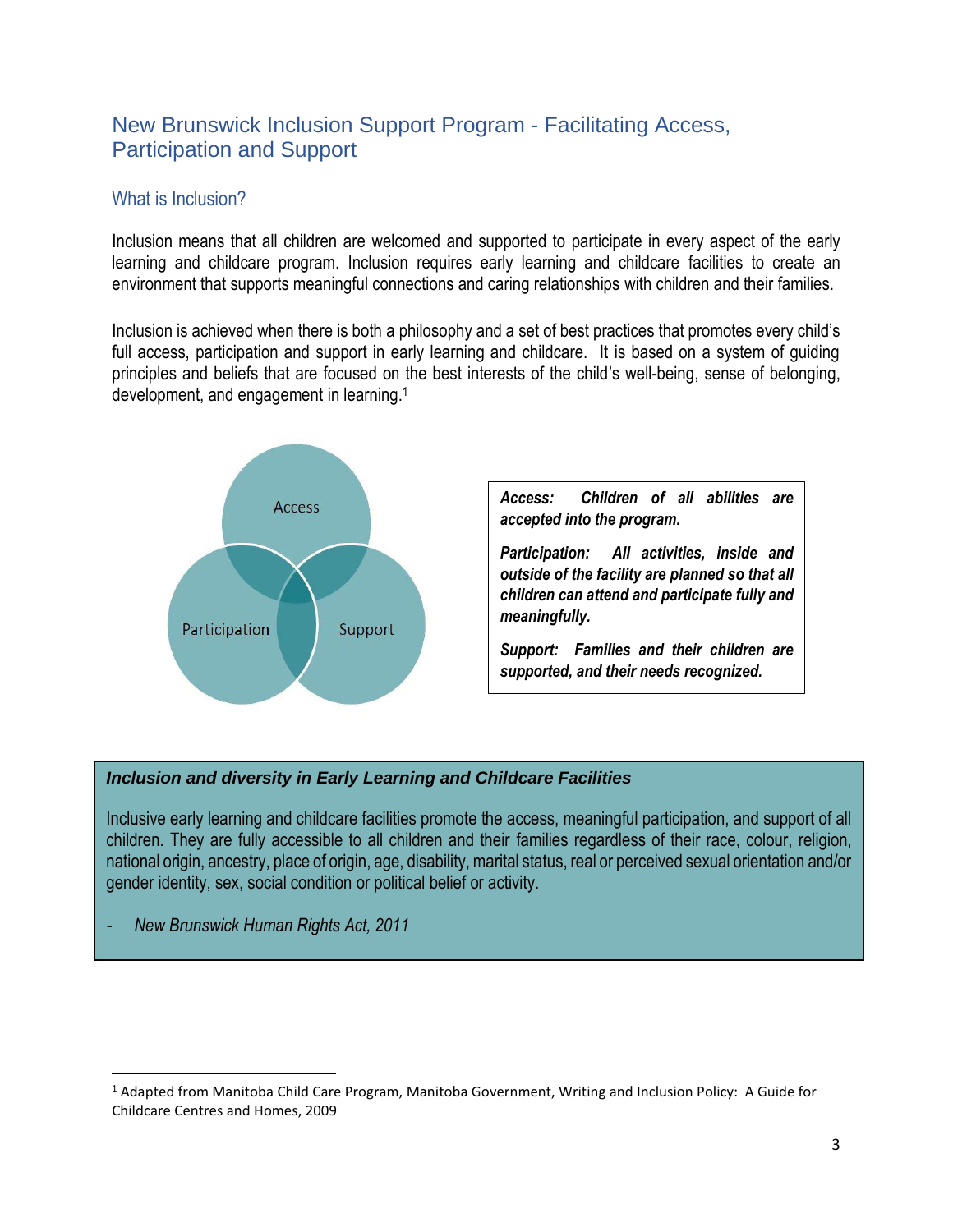## New Brunswick Inclusion Support Program - Facilitating Access, Participation and Support

### What is Inclusion?

Inclusion means that all children are welcomed and supported to participate in every aspect of the early learning and childcare program. Inclusion requires early learning and childcare facilities to create an environment that supports meaningful connections and caring relationships with children and their families.

Inclusion is achieved when there is both a philosophy and a set of best practices that promotes every child's full access, participation and support in early learning and childcare. It is based on a system of guiding principles and beliefs that are focused on the best interests of the child's well-being, sense of belonging, development, and engagement in learning.[1]

Access

Participation

Support

***Access:*** ***Children of all abilities are accepted into the program.***

***Participation:*** ***All activities, inside and outside of the facility are planned so that all children can attend and participate fully and meaningfully.***

***Support:*** ***Families and their children are supported, and their needs recognized.***

***Inclusion and diversity in Early Learning and Childcare Facilities***

Inclusive early learning and childcare facilities promote the access, meaningful participation, and support of all children. They are fully accessible to all children and their families regardless of their race, colour, religion, national origin, ancestry, place of origin, age, disability, marital status, real or perceived sexual orientation and/or gender identity, sex, social condition or political belief or activity.

- *New Brunswick Human Rights Act, 2011*

---

[1] Adapted from Manitoba Child Care Program, Manitoba Government, Writing and Inclusion Policy: A Guide for Childcare Centres and Homes, 2009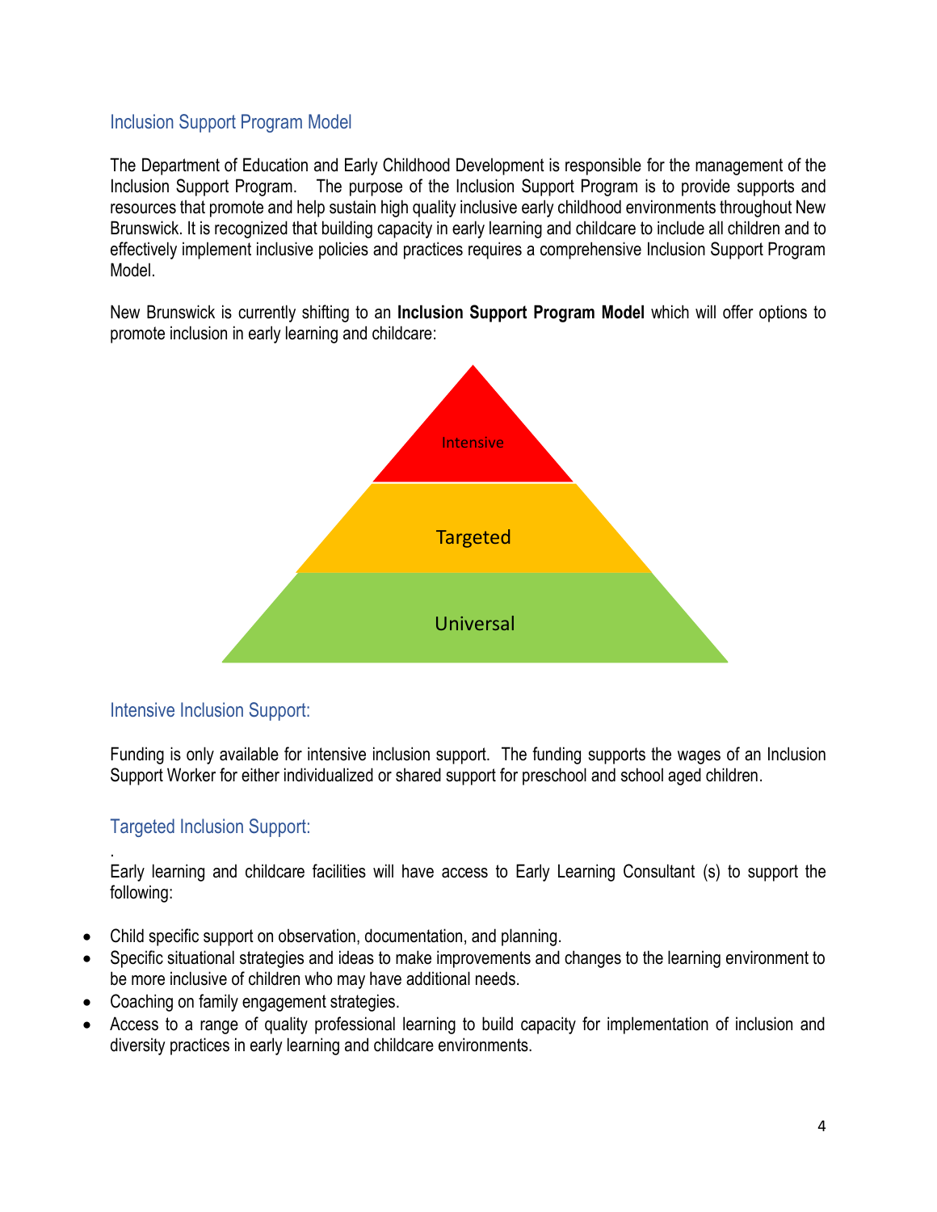## Inclusion Support Program Model

The Department of Education and Early Childhood Development is responsible for the management of the Inclusion Support Program. The purpose of the Inclusion Support Program is to provide supports and resources that promote and help sustain high quality inclusive early childhood environments throughout New Brunswick. It is recognized that building capacity in early learning and childcare to include all children and to effectively implement inclusive policies and practices requires a comprehensive Inclusion Support Program Model.

New Brunswick is currently shifting to an **Inclusion Support Program Model** which will offer options to promote inclusion in early learning and childcare:

Intensive

Targeted

Universal

## Intensive Inclusion Support:

Funding is only available for intensive inclusion support. The funding supports the wages of an Inclusion Support Worker for either individualized or shared support for preschool and school aged children.

## Targeted Inclusion Support:

.
Early learning and childcare facilities will have access to Early Learning Consultant (s) to support the following:

- Child specific support on observation, documentation, and planning.
- Specific situational strategies and ideas to make improvements and changes to the learning environment to be more inclusive of children who may have additional needs.
- Coaching on family engagement strategies.
- Access to a range of quality professional learning to build capacity for implementation of inclusion and diversity practices in early learning and childcare environments.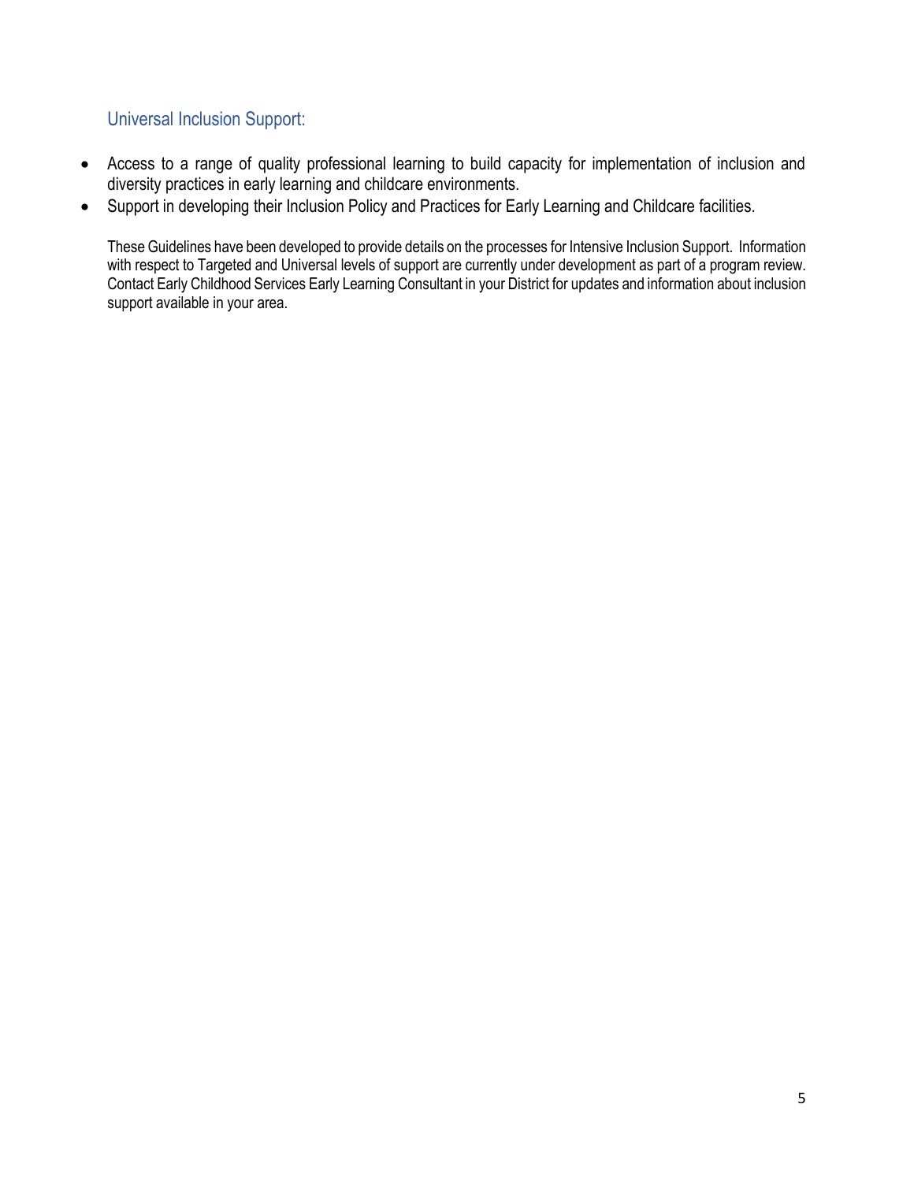### Universal Inclusion Support:

- Access to a range of quality professional learning to build capacity for implementation of inclusion and diversity practices in early learning and childcare environments.
- Support in developing their Inclusion Policy and Practices for Early Learning and Childcare facilities.

These Guidelines have been developed to provide details on the processes for Intensive Inclusion Support. Information with respect to Targeted and Universal levels of support are currently under development as part of a program review. Contact Early Childhood Services Early Learning Consultant in your District for updates and information about inclusion support available in your area.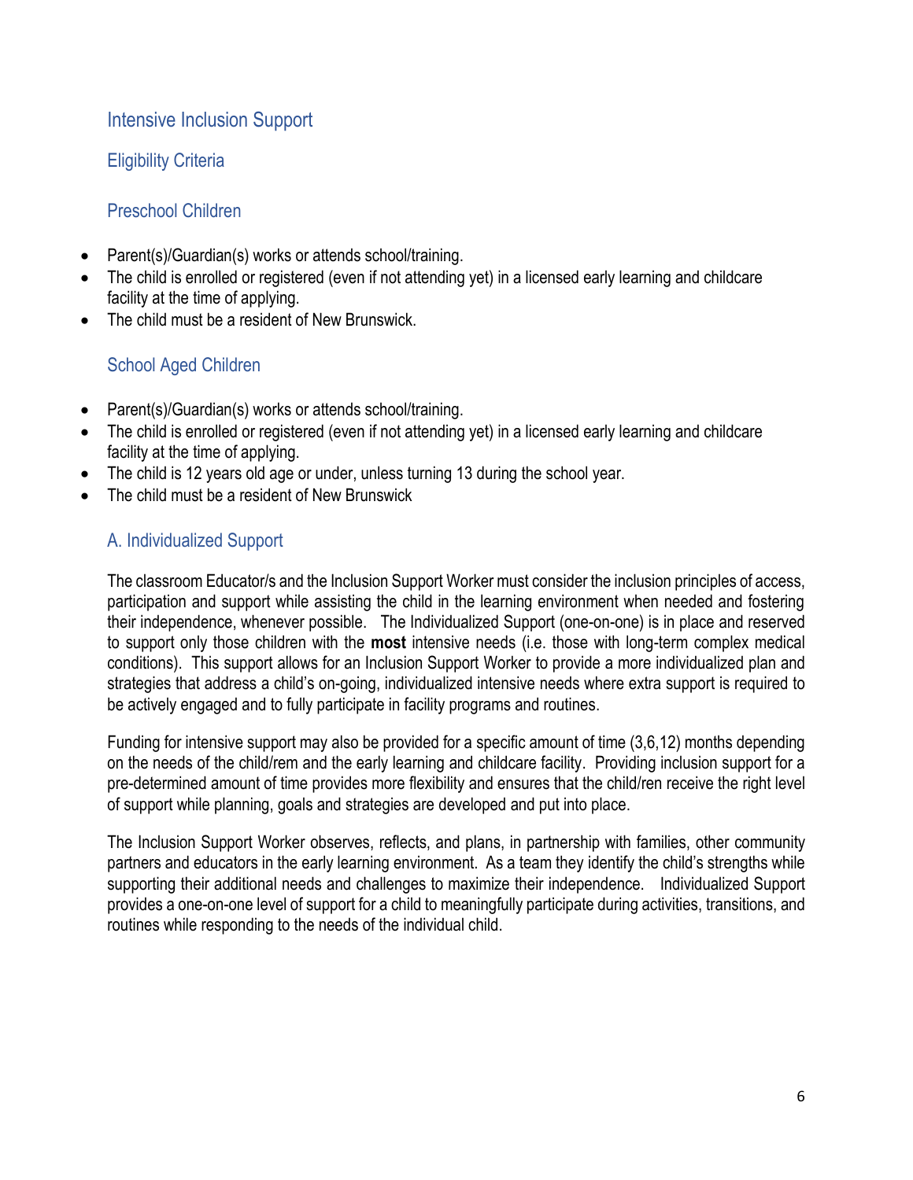## Intensive Inclusion Support

### Eligibility Criteria

#### Preschool Children

- Parent(s)/Guardian(s) works or attends school/training.
- The child is enrolled or registered (even if not attending yet) in a licensed early learning and childcare facility at the time of applying.
- The child must be a resident of New Brunswick.

#### School Aged Children

- Parent(s)/Guardian(s) works or attends school/training.
- The child is enrolled or registered (even if not attending yet) in a licensed early learning and childcare facility at the time of applying.
- The child is 12 years old age or under, unless turning 13 during the school year.
- The child must be a resident of New Brunswick

### A. Individualized Support

The classroom Educator/s and the Inclusion Support Worker must consider the inclusion principles of access, participation and support while assisting the child in the learning environment when needed and fostering their independence, whenever possible. The Individualized Support (one-on-one) is in place and reserved to support only those children with the **most** intensive needs (i.e. those with long-term complex medical conditions). This support allows for an Inclusion Support Worker to provide a more individualized plan and strategies that address a child's on-going, individualized intensive needs where extra support is required to be actively engaged and to fully participate in facility programs and routines.

Funding for intensive support may also be provided for a specific amount of time (3,6,12) months depending on the needs of the child/rem and the early learning and childcare facility. Providing inclusion support for a pre-determined amount of time provides more flexibility and ensures that the child/ren receive the right level of support while planning, goals and strategies are developed and put into place.

The Inclusion Support Worker observes, reflects, and plans, in partnership with families, other community partners and educators in the early learning environment. As a team they identify the child's strengths while supporting their additional needs and challenges to maximize their independence. Individualized Support provides a one-on-one level of support for a child to meaningfully participate during activities, transitions, and routines while responding to the needs of the individual child.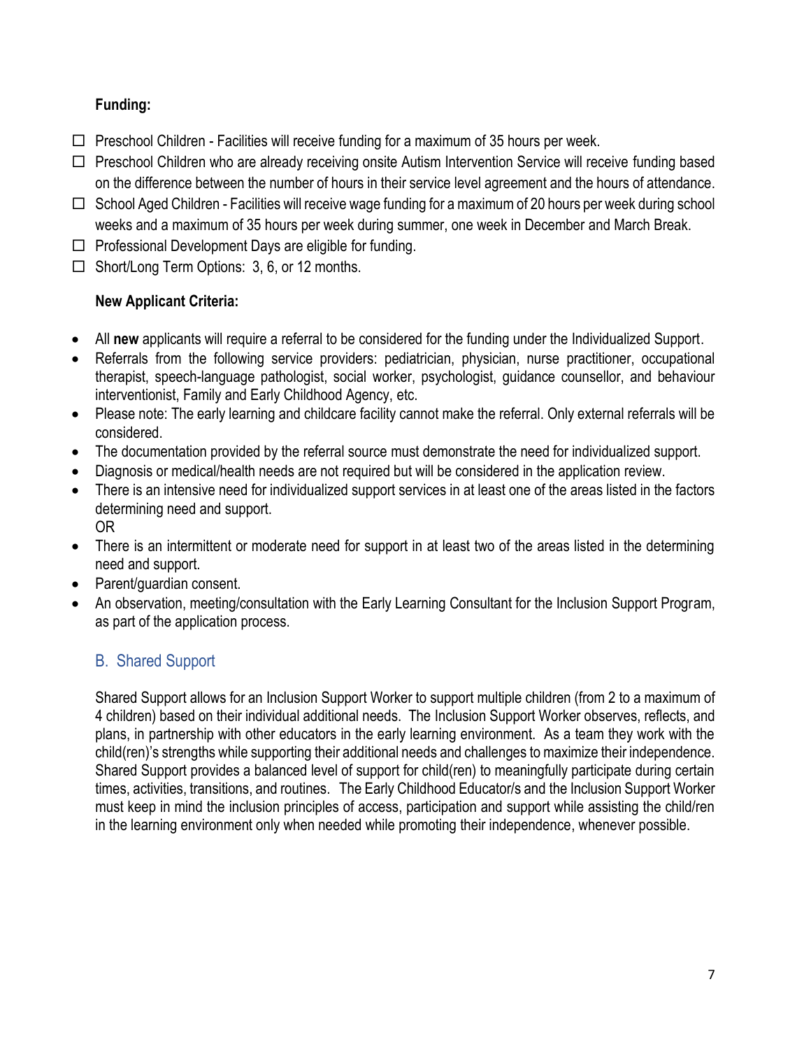**Funding:**

- ☐ Preschool Children - Facilities will receive funding for a maximum of 35 hours per week.
- ☐ Preschool Children who are already receiving onsite Autism Intervention Service will receive funding based on the difference between the number of hours in their service level agreement and the hours of attendance.
- ☐ School Aged Children - Facilities will receive wage funding for a maximum of 20 hours per week during school weeks and a maximum of 35 hours per week during summer, one week in December and March Break.
- ☐ Professional Development Days are eligible for funding.
- ☐ Short/Long Term Options: 3, 6, or 12 months.

**New Applicant Criteria:**

- All **new** applicants will require a referral to be considered for the funding under the Individualized Support.
- Referrals from the following service providers: pediatrician, physician, nurse practitioner, occupational therapist, speech-language pathologist, social worker, psychologist, guidance counsellor, and behaviour interventionist, Family and Early Childhood Agency, etc.
- Please note: The early learning and childcare facility cannot make the referral. Only external referrals will be considered.
- The documentation provided by the referral source must demonstrate the need for individualized support.
- Diagnosis or medical/health needs are not required but will be considered in the application review.
- There is an intensive need for individualized support services in at least one of the areas listed in the factors determining need and support.
  OR
- There is an intermittent or moderate need for support in at least two of the areas listed in the determining need and support.
- Parent/guardian consent.
- An observation, meeting/consultation with the Early Learning Consultant for the Inclusion Support Program, as part of the application process.

## B. Shared Support

Shared Support allows for an Inclusion Support Worker to support multiple children (from 2 to a maximum of 4 children) based on their individual additional needs. The Inclusion Support Worker observes, reflects, and plans, in partnership with other educators in the early learning environment. As a team they work with the child(ren)'s strengths while supporting their additional needs and challenges to maximize their independence. Shared Support provides a balanced level of support for child(ren) to meaningfully participate during certain times, activities, transitions, and routines. The Early Childhood Educator/s and the Inclusion Support Worker must keep in mind the inclusion principles of access, participation and support while assisting the child/ren in the learning environment only when needed while promoting their independence, whenever possible.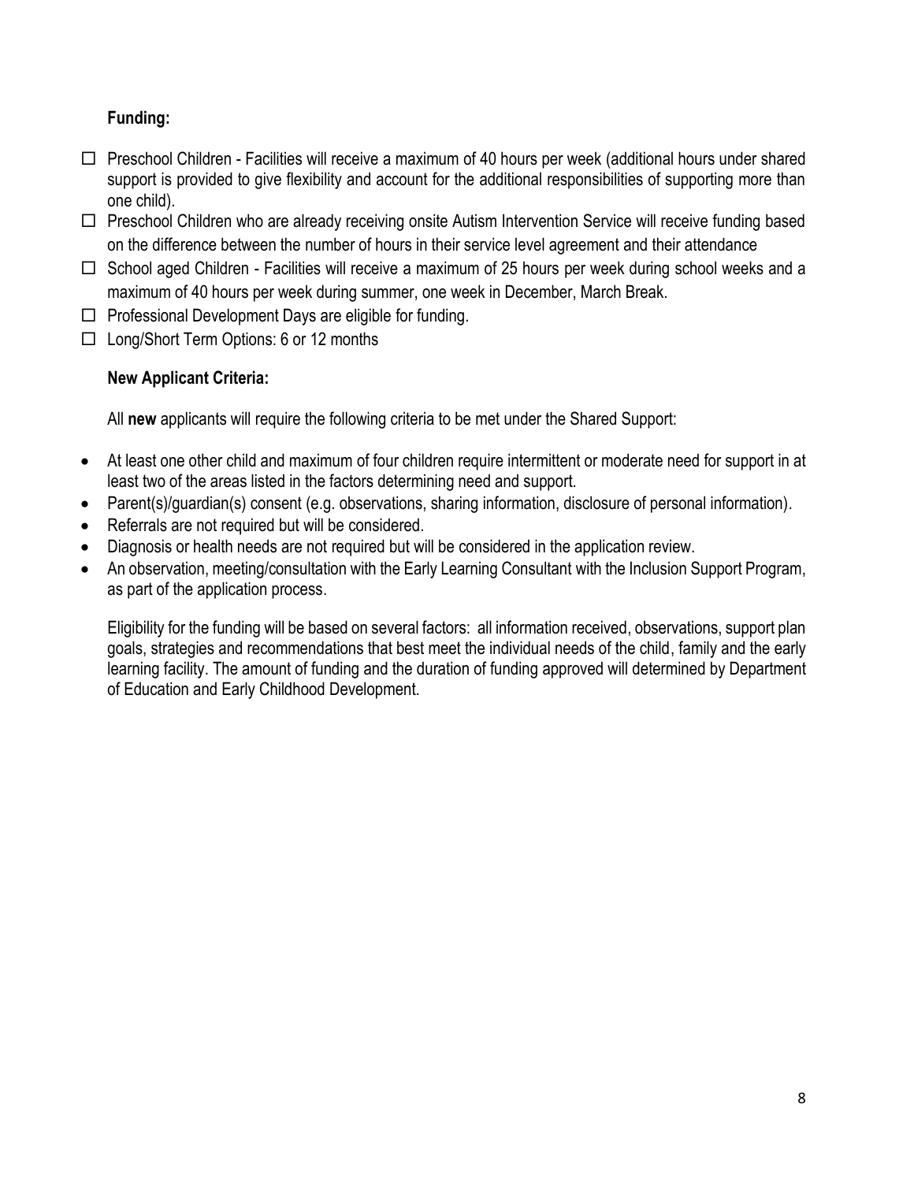**Funding:**

- ☐ Preschool Children - Facilities will receive a maximum of 40 hours per week (additional hours under shared support is provided to give flexibility and account for the additional responsibilities of supporting more than one child).
- ☐ Preschool Children who are already receiving onsite Autism Intervention Service will receive funding based on the difference between the number of hours in their service level agreement and their attendance
- ☐ School aged Children - Facilities will receive a maximum of 25 hours per week during school weeks and a maximum of 40 hours per week during summer, one week in December, March Break.
- ☐ Professional Development Days are eligible for funding.
- ☐ Long/Short Term Options: 6 or 12 months

**New Applicant Criteria:**

All **new** applicants will require the following criteria to be met under the Shared Support:

- At least one other child and maximum of four children require intermittent or moderate need for support in at least two of the areas listed in the factors determining need and support.
- Parent(s)/guardian(s) consent (e.g. observations, sharing information, disclosure of personal information).
- Referrals are not required but will be considered.
- Diagnosis or health needs are not required but will be considered in the application review.
- An observation, meeting/consultation with the Early Learning Consultant with the Inclusion Support Program, as part of the application process.

Eligibility for the funding will be based on several factors: all information received, observations, support plan goals, strategies and recommendations that best meet the individual needs of the child, family and the early learning facility. The amount of funding and the duration of funding approved will determined by Department of Education and Early Childhood Development.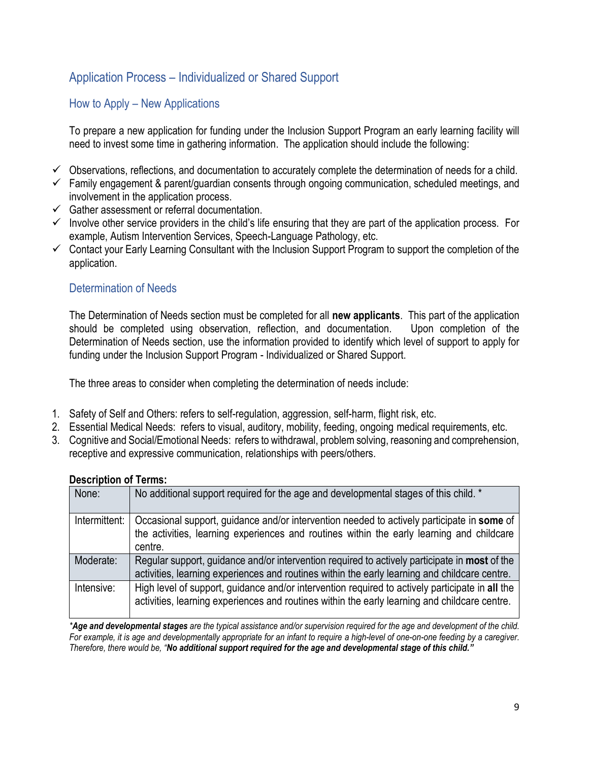## Application Process – Individualized or Shared Support

### How to Apply – New Applications

To prepare a new application for funding under the Inclusion Support Program an early learning facility will need to invest some time in gathering information. The application should include the following:

- ✓ Observations, reflections, and documentation to accurately complete the determination of needs for a child.
- ✓ Family engagement & parent/guardian consents through ongoing communication, scheduled meetings, and involvement in the application process.
- ✓ Gather assessment or referral documentation.
- ✓ Involve other service providers in the child's life ensuring that they are part of the application process. For example, Autism Intervention Services, Speech-Language Pathology, etc.
- ✓ Contact your Early Learning Consultant with the Inclusion Support Program to support the completion of the application.

### Determination of Needs

The Determination of Needs section must be completed for all **new applicants**. This part of the application should be completed using observation, reflection, and documentation. Upon completion of the Determination of Needs section, use the information provided to identify which level of support to apply for funding under the Inclusion Support Program - Individualized or Shared Support.

The three areas to consider when completing the determination of needs include:

1. Safety of Self and Others: refers to self-regulation, aggression, self-harm, flight risk, etc.
2. Essential Medical Needs: refers to visual, auditory, mobility, feeding, ongoing medical requirements, etc.
3. Cognitive and Social/Emotional Needs: refers to withdrawal, problem solving, reasoning and comprehension, receptive and expressive communication, relationships with peers/others.

**Description of Terms:**

| Term | Description |
|---|---|
| None: | No additional support required for the age and developmental stages of this child. * |
| Intermittent: | Occasional support, guidance and/or intervention needed to actively participate in **some** of the activities, learning experiences and routines within the early learning and childcare centre. |
| Moderate: | Regular support, guidance and/or intervention required to actively participate in **most** of the activities, learning experiences and routines within the early learning and childcare centre. |
| Intensive: | High level of support, guidance and/or intervention required to actively participate in **all** the activities, learning experiences and routines within the early learning and childcare centre. |

*\****Age and developmental stages*** *are the typical assistance and/or supervision required for the age and development of the child. For example, it is age and developmentally appropriate for an infant to require a high-level of one-on-one feeding by a caregiver. Therefore, there would be, "****No additional support required for the age and developmental stage of this child."***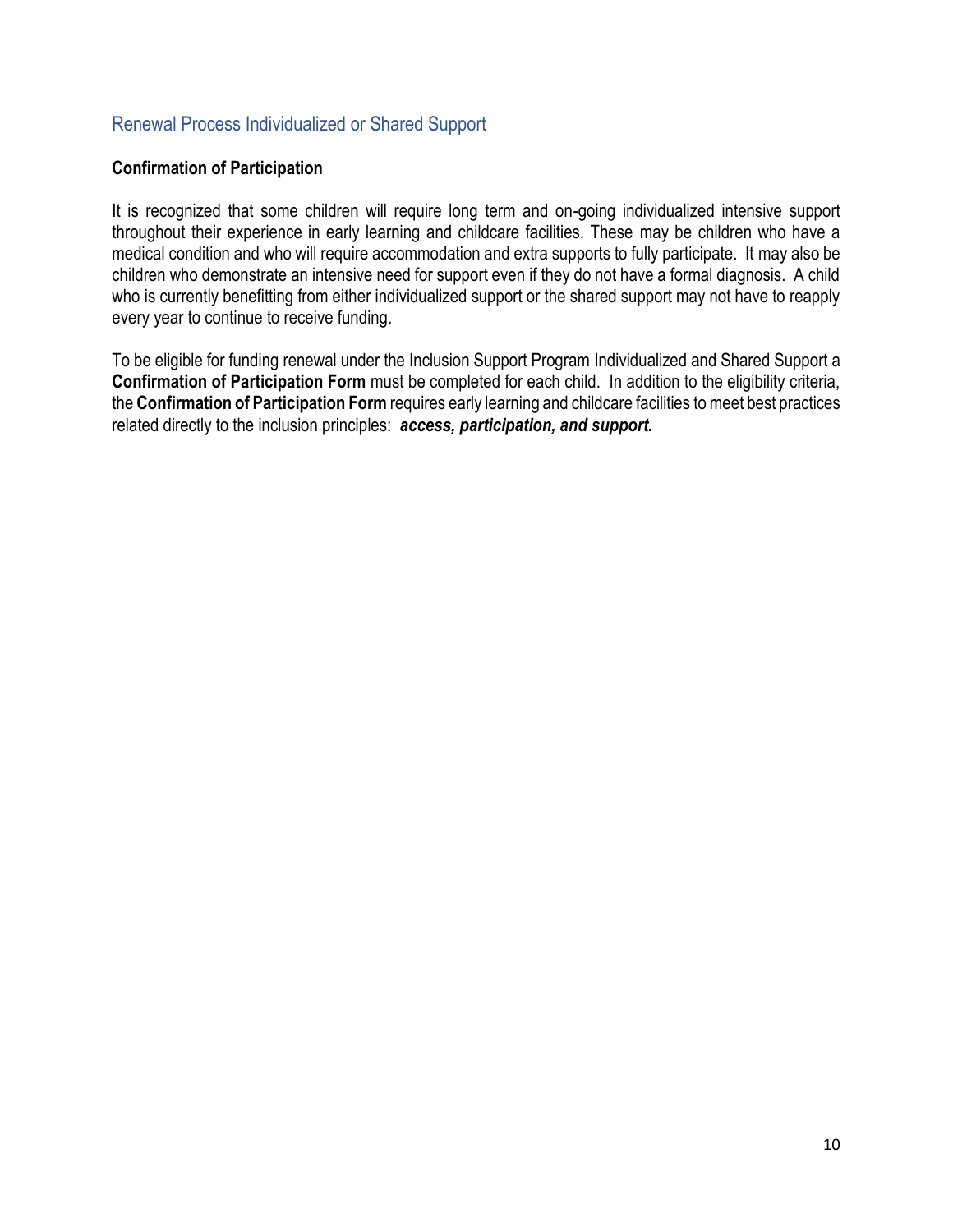## Renewal Process Individualized or Shared Support

### Confirmation of Participation

It is recognized that some children will require long term and on-going individualized intensive support throughout their experience in early learning and childcare facilities. These may be children who have a medical condition and who will require accommodation and extra supports to fully participate. It may also be children who demonstrate an intensive need for support even if they do not have a formal diagnosis. A child who is currently benefitting from either individualized support or the shared support may not have to reapply every year to continue to receive funding.

To be eligible for funding renewal under the Inclusion Support Program Individualized and Shared Support a **Confirmation of Participation Form** must be completed for each child. In addition to the eligibility criteria, the **Confirmation of Participation Form** requires early learning and childcare facilities to meet best practices related directly to the inclusion principles: ***access, participation, and support.***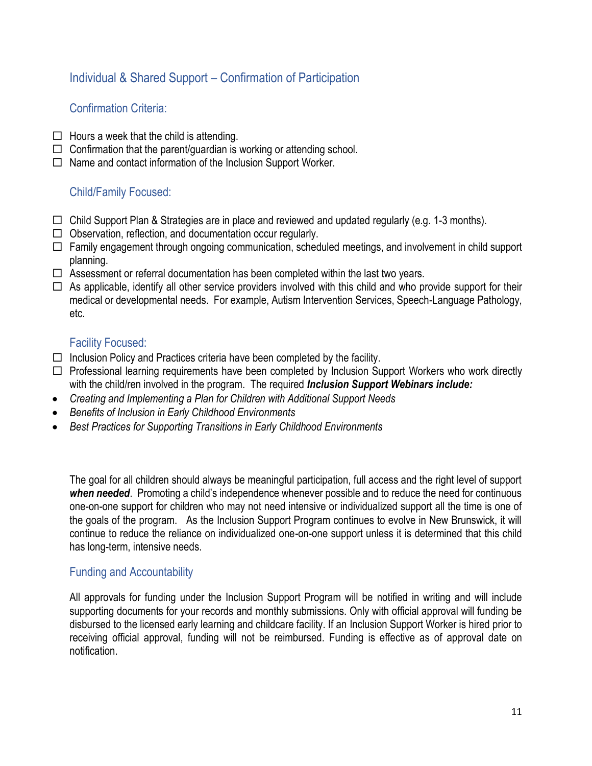## Individual & Shared Support – Confirmation of Participation

### Confirmation Criteria:

- ☐ Hours a week that the child is attending.
- ☐ Confirmation that the parent/guardian is working or attending school.
- ☐ Name and contact information of the Inclusion Support Worker.

### Child/Family Focused:

- ☐ Child Support Plan & Strategies are in place and reviewed and updated regularly (e.g. 1-3 months).
- ☐ Observation, reflection, and documentation occur regularly.
- ☐ Family engagement through ongoing communication, scheduled meetings, and involvement in child support planning.
- ☐ Assessment or referral documentation has been completed within the last two years.
- ☐ As applicable, identify all other service providers involved with this child and who provide support for their medical or developmental needs. For example, Autism Intervention Services, Speech-Language Pathology, etc.

### Facility Focused:

- ☐ Inclusion Policy and Practices criteria have been completed by the facility.
- ☐ Professional learning requirements have been completed by Inclusion Support Workers who work directly with the child/ren involved in the program. The required ***Inclusion Support Webinars include:***

- *Creating and Implementing a Plan for Children with Additional Support Needs*
- *Benefits of Inclusion in Early Childhood Environments*
- *Best Practices for Supporting Transitions in Early Childhood Environments*

The goal for all children should always be meaningful participation, full access and the right level of support ***when needed***. Promoting a child's independence whenever possible and to reduce the need for continuous one-on-one support for children who may not need intensive or individualized support all the time is one of the goals of the program. As the Inclusion Support Program continues to evolve in New Brunswick, it will continue to reduce the reliance on individualized one-on-one support unless it is determined that this child has long-term, intensive needs.

### Funding and Accountability

All approvals for funding under the Inclusion Support Program will be notified in writing and will include supporting documents for your records and monthly submissions. Only with official approval will funding be disbursed to the licensed early learning and childcare facility. If an Inclusion Support Worker is hired prior to receiving official approval, funding will not be reimbursed. Funding is effective as of approval date on notification.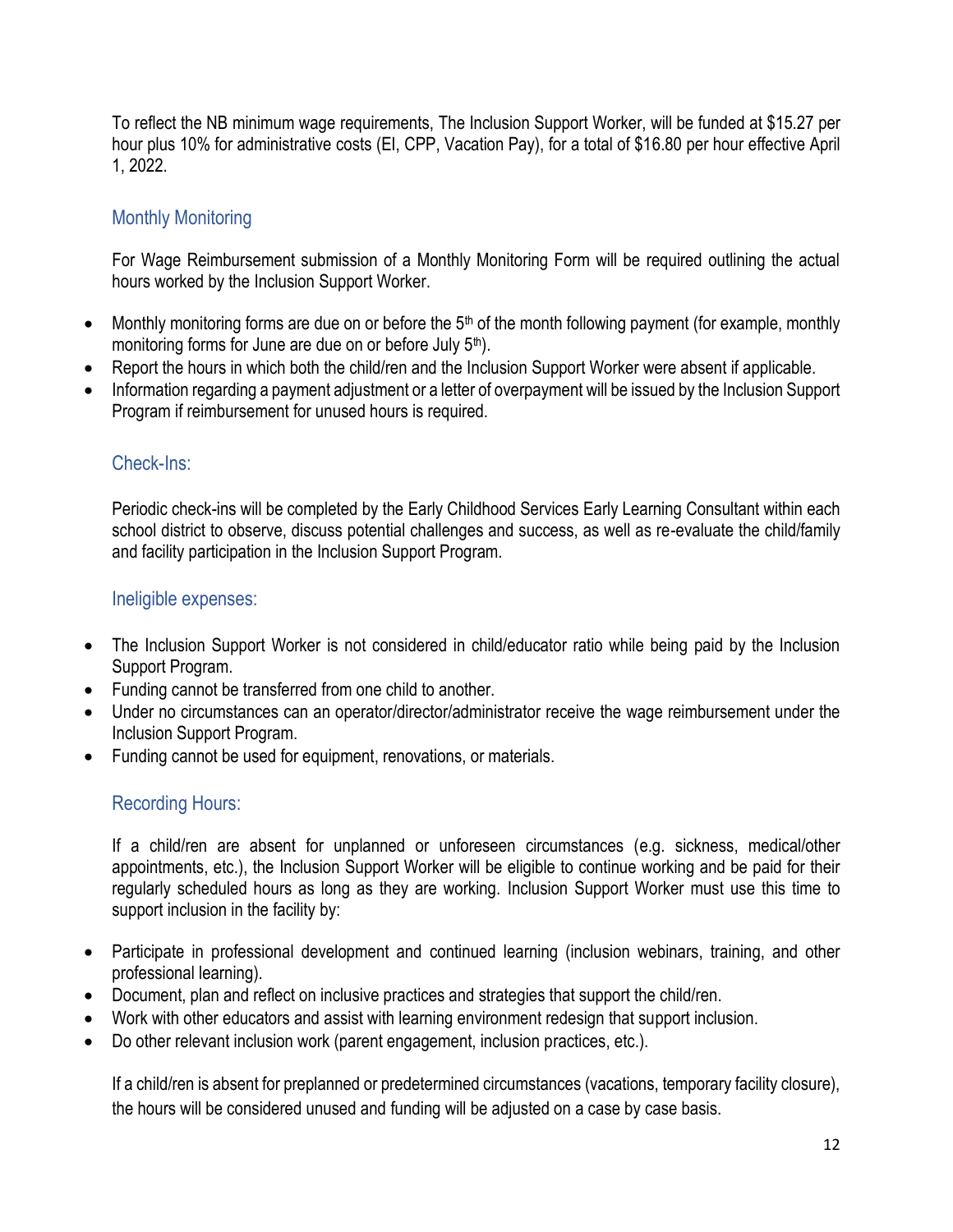To reflect the NB minimum wage requirements, The Inclusion Support Worker, will be funded at $15.27 per hour plus 10% for administrative costs (EI, CPP, Vacation Pay), for a total of $16.80 per hour effective April 1, 2022.

### Monthly Monitoring

For Wage Reimbursement submission of a Monthly Monitoring Form will be required outlining the actual hours worked by the Inclusion Support Worker.

- Monthly monitoring forms are due on or before the 5th of the month following payment (for example, monthly monitoring forms for June are due on or before July 5th).
- Report the hours in which both the child/ren and the Inclusion Support Worker were absent if applicable.
- Information regarding a payment adjustment or a letter of overpayment will be issued by the Inclusion Support Program if reimbursement for unused hours is required.

### Check-Ins:

Periodic check-ins will be completed by the Early Childhood Services Early Learning Consultant within each school district to observe, discuss potential challenges and success, as well as re-evaluate the child/family and facility participation in the Inclusion Support Program.

### Ineligible expenses:

- The Inclusion Support Worker is not considered in child/educator ratio while being paid by the Inclusion Support Program.
- Funding cannot be transferred from one child to another.
- Under no circumstances can an operator/director/administrator receive the wage reimbursement under the Inclusion Support Program.
- Funding cannot be used for equipment, renovations, or materials.

### Recording Hours:

If a child/ren are absent for unplanned or unforeseen circumstances (e.g. sickness, medical/other appointments, etc.), the Inclusion Support Worker will be eligible to continue working and be paid for their regularly scheduled hours as long as they are working. Inclusion Support Worker must use this time to support inclusion in the facility by:

- Participate in professional development and continued learning (inclusion webinars, training, and other professional learning).
- Document, plan and reflect on inclusive practices and strategies that support the child/ren.
- Work with other educators and assist with learning environment redesign that support inclusion.
- Do other relevant inclusion work (parent engagement, inclusion practices, etc.).

If a child/ren is absent for preplanned or predetermined circumstances (vacations, temporary facility closure), the hours will be considered unused and funding will be adjusted on a case by case basis.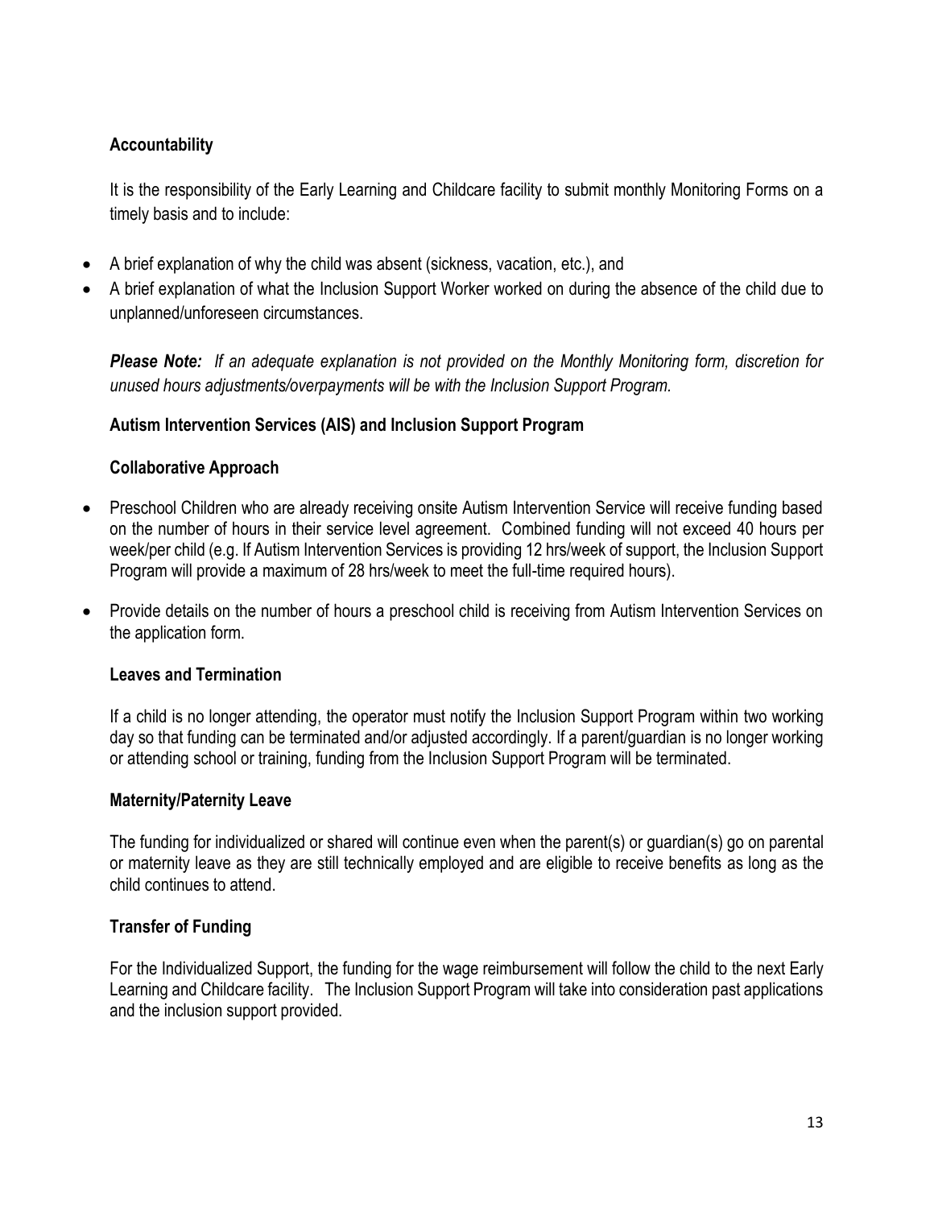### Accountability

It is the responsibility of the Early Learning and Childcare facility to submit monthly Monitoring Forms on a timely basis and to include:

- A brief explanation of why the child was absent (sickness, vacation, etc.), and
- A brief explanation of what the Inclusion Support Worker worked on during the absence of the child due to unplanned/unforeseen circumstances.

***Please Note:*** *If an adequate explanation is not provided on the Monthly Monitoring form, discretion for unused hours adjustments/overpayments will be with the Inclusion Support Program.*

### Autism Intervention Services (AIS) and Inclusion Support Program

### Collaborative Approach

- Preschool Children who are already receiving onsite Autism Intervention Service will receive funding based on the number of hours in their service level agreement. Combined funding will not exceed 40 hours per week/per child (e.g. If Autism Intervention Services is providing 12 hrs/week of support, the Inclusion Support Program will provide a maximum of 28 hrs/week to meet the full-time required hours).
- Provide details on the number of hours a preschool child is receiving from Autism Intervention Services on the application form.

### Leaves and Termination

If a child is no longer attending, the operator must notify the Inclusion Support Program within two working day so that funding can be terminated and/or adjusted accordingly. If a parent/guardian is no longer working or attending school or training, funding from the Inclusion Support Program will be terminated.

### Maternity/Paternity Leave

The funding for individualized or shared will continue even when the parent(s) or guardian(s) go on parental or maternity leave as they are still technically employed and are eligible to receive benefits as long as the child continues to attend.

### Transfer of Funding

For the Individualized Support, the funding for the wage reimbursement will follow the child to the next Early Learning and Childcare facility. The Inclusion Support Program will take into consideration past applications and the inclusion support provided.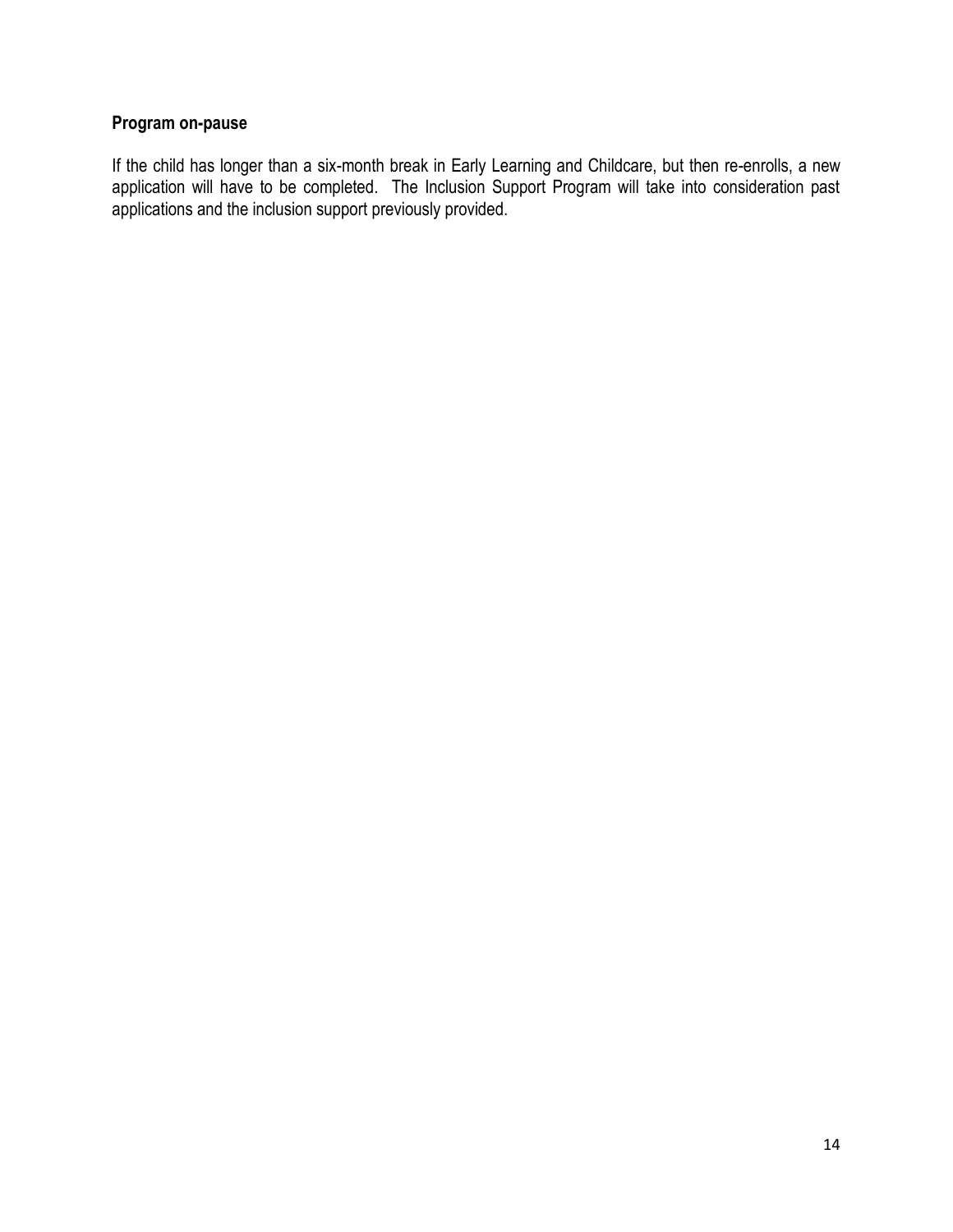**Program on-pause**

If the child has longer than a six-month break in Early Learning and Childcare, but then re-enrolls, a new application will have to be completed. The Inclusion Support Program will take into consideration past applications and the inclusion support previously provided.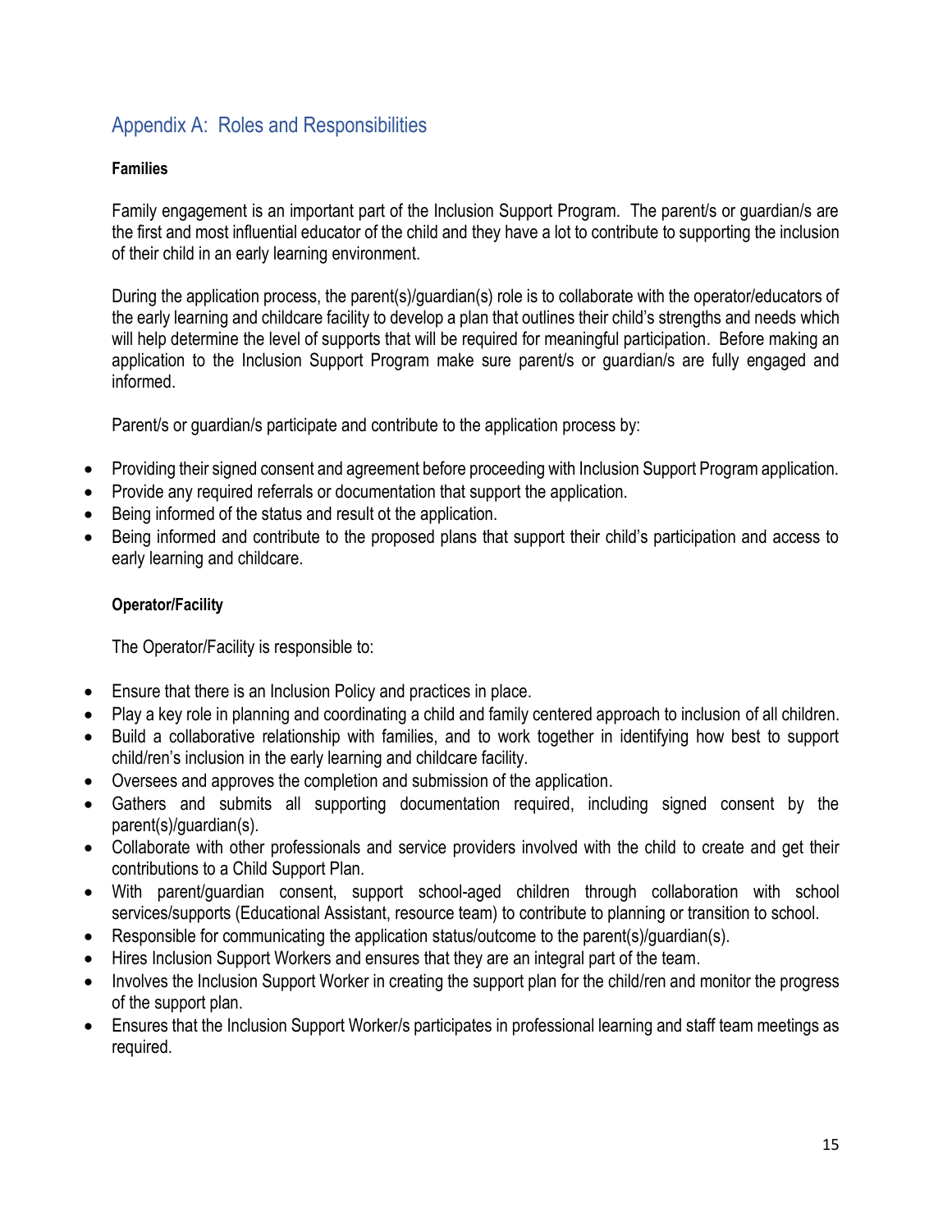## Appendix A: Roles and Responsibilities

**Families**

Family engagement is an important part of the Inclusion Support Program. The parent/s or guardian/s are the first and most influential educator of the child and they have a lot to contribute to supporting the inclusion of their child in an early learning environment.

During the application process, the parent(s)/guardian(s) role is to collaborate with the operator/educators of the early learning and childcare facility to develop a plan that outlines their child's strengths and needs which will help determine the level of supports that will be required for meaningful participation. Before making an application to the Inclusion Support Program make sure parent/s or guardian/s are fully engaged and informed.

Parent/s or guardian/s participate and contribute to the application process by:

- Providing their signed consent and agreement before proceeding with Inclusion Support Program application.
- Provide any required referrals or documentation that support the application.
- Being informed of the status and result ot the application.
- Being informed and contribute to the proposed plans that support their child's participation and access to early learning and childcare.

**Operator/Facility**

The Operator/Facility is responsible to:

- Ensure that there is an Inclusion Policy and practices in place.
- Play a key role in planning and coordinating a child and family centered approach to inclusion of all children.
- Build a collaborative relationship with families, and to work together in identifying how best to support child/ren's inclusion in the early learning and childcare facility.
- Oversees and approves the completion and submission of the application.
- Gathers and submits all supporting documentation required, including signed consent by the parent(s)/guardian(s).
- Collaborate with other professionals and service providers involved with the child to create and get their contributions to a Child Support Plan.
- With parent/guardian consent, support school-aged children through collaboration with school services/supports (Educational Assistant, resource team) to contribute to planning or transition to school.
- Responsible for communicating the application status/outcome to the parent(s)/guardian(s).
- Hires Inclusion Support Workers and ensures that they are an integral part of the team.
- Involves the Inclusion Support Worker in creating the support plan for the child/ren and monitor the progress of the support plan.
- Ensures that the Inclusion Support Worker/s participates in professional learning and staff team meetings as required.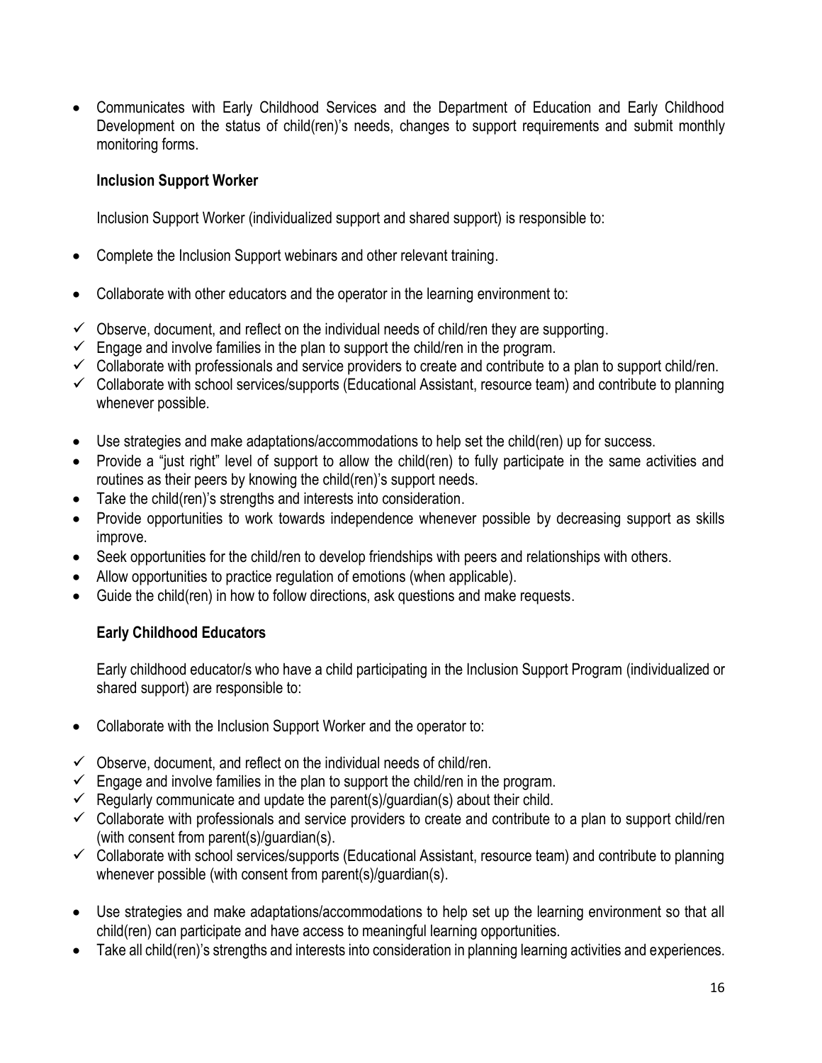- Communicates with Early Childhood Services and the Department of Education and Early Childhood Development on the status of child(ren)'s needs, changes to support requirements and submit monthly monitoring forms.

**Inclusion Support Worker**

Inclusion Support Worker (individualized support and shared support) is responsible to:

- Complete the Inclusion Support webinars and other relevant training.
- Collaborate with other educators and the operator in the learning environment to:

  - ✓ Observe, document, and reflect on the individual needs of child/ren they are supporting.
  - ✓ Engage and involve families in the plan to support the child/ren in the program.
  - ✓ Collaborate with professionals and service providers to create and contribute to a plan to support child/ren.
  - ✓ Collaborate with school services/supports (Educational Assistant, resource team) and contribute to planning whenever possible.

- Use strategies and make adaptations/accommodations to help set the child(ren) up for success.
- Provide a "just right" level of support to allow the child(ren) to fully participate in the same activities and routines as their peers by knowing the child(ren)'s support needs.
- Take the child(ren)'s strengths and interests into consideration.
- Provide opportunities to work towards independence whenever possible by decreasing support as skills improve.
- Seek opportunities for the child/ren to develop friendships with peers and relationships with others.
- Allow opportunities to practice regulation of emotions (when applicable).
- Guide the child(ren) in how to follow directions, ask questions and make requests.

**Early Childhood Educators**

Early childhood educator/s who have a child participating in the Inclusion Support Program (individualized or shared support) are responsible to:

- Collaborate with the Inclusion Support Worker and the operator to:

  - ✓ Observe, document, and reflect on the individual needs of child/ren.
  - ✓ Engage and involve families in the plan to support the child/ren in the program.
  - ✓ Regularly communicate and update the parent(s)/guardian(s) about their child.
  - ✓ Collaborate with professionals and service providers to create and contribute to a plan to support child/ren (with consent from parent(s)/guardian(s).
  - ✓ Collaborate with school services/supports (Educational Assistant, resource team) and contribute to planning whenever possible (with consent from parent(s)/guardian(s).

- Use strategies and make adaptations/accommodations to help set up the learning environment so that all child(ren) can participate and have access to meaningful learning opportunities.
- Take all child(ren)'s strengths and interests into consideration in planning learning activities and experiences.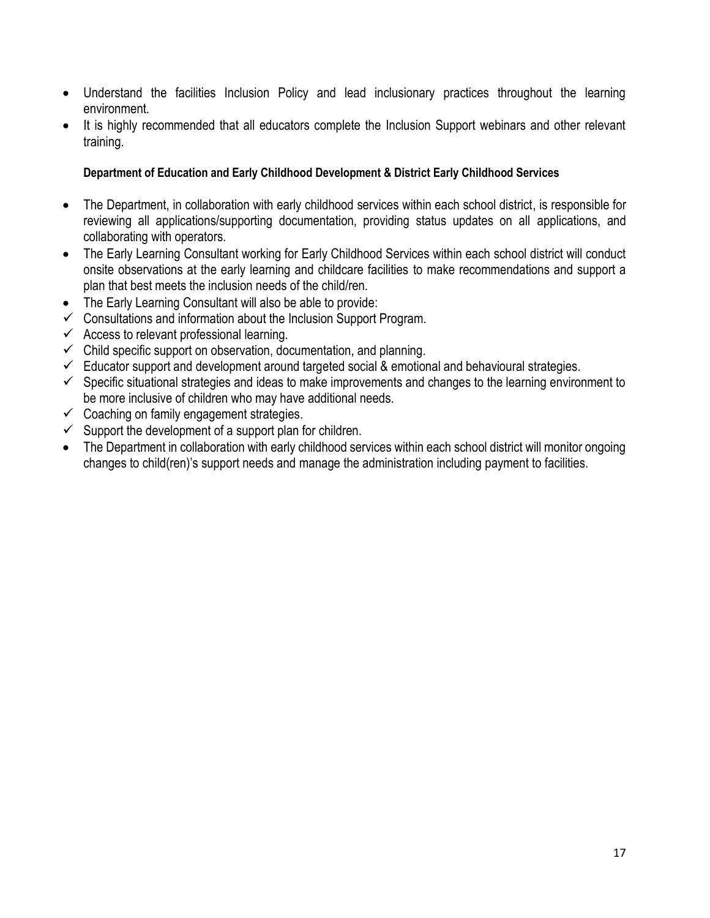- Understand the facilities Inclusion Policy and lead inclusionary practices throughout the learning environment.
- It is highly recommended that all educators complete the Inclusion Support webinars and other relevant training.

**Department of Education and Early Childhood Development & District Early Childhood Services**

- The Department, in collaboration with early childhood services within each school district, is responsible for reviewing all applications/supporting documentation, providing status updates on all applications, and collaborating with operators.
- The Early Learning Consultant working for Early Childhood Services within each school district will conduct onsite observations at the early learning and childcare facilities to make recommendations and support a plan that best meets the inclusion needs of the child/ren.
- The Early Learning Consultant will also be able to provide:
  - ✓ Consultations and information about the Inclusion Support Program.
  - ✓ Access to relevant professional learning.
  - ✓ Child specific support on observation, documentation, and planning.
  - ✓ Educator support and development around targeted social & emotional and behavioural strategies.
  - ✓ Specific situational strategies and ideas to make improvements and changes to the learning environment to be more inclusive of children who may have additional needs.
  - ✓ Coaching on family engagement strategies.
  - ✓ Support the development of a support plan for children.
- The Department in collaboration with early childhood services within each school district will monitor ongoing changes to child(ren)'s support needs and manage the administration including payment to facilities.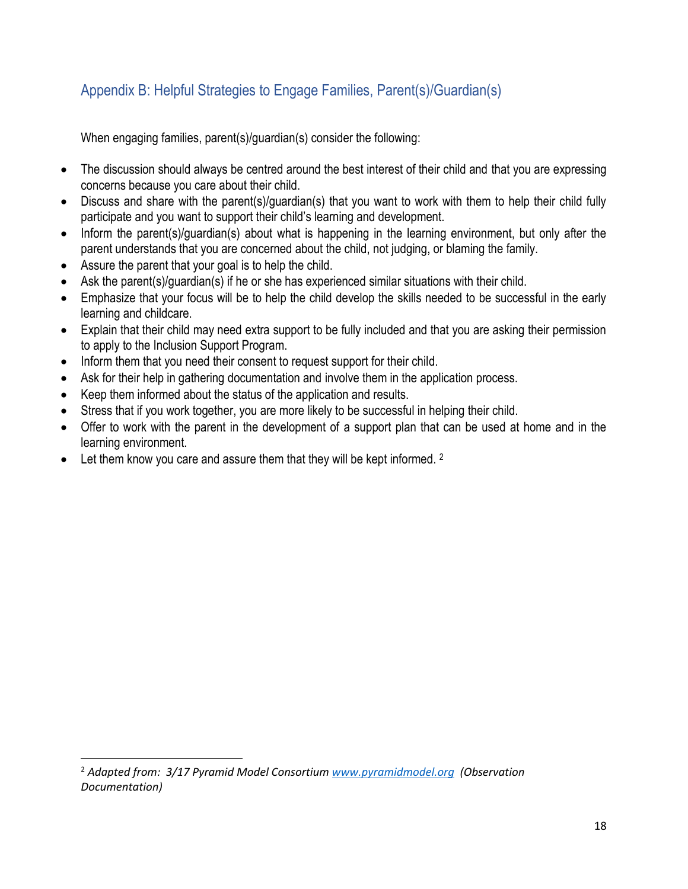## Appendix B: Helpful Strategies to Engage Families, Parent(s)/Guardian(s)

When engaging families, parent(s)/guardian(s) consider the following:

- The discussion should always be centred around the best interest of their child and that you are expressing concerns because you care about their child.
- Discuss and share with the parent(s)/guardian(s) that you want to work with them to help their child fully participate and you want to support their child's learning and development.
- Inform the parent(s)/guardian(s) about what is happening in the learning environment, but only after the parent understands that you are concerned about the child, not judging, or blaming the family.
- Assure the parent that your goal is to help the child.
- Ask the parent(s)/guardian(s) if he or she has experienced similar situations with their child.
- Emphasize that your focus will be to help the child develop the skills needed to be successful in the early learning and childcare.
- Explain that their child may need extra support to be fully included and that you are asking their permission to apply to the Inclusion Support Program.
- Inform them that you need their consent to request support for their child.
- Ask for their help in gathering documentation and involve them in the application process.
- Keep them informed about the status of the application and results.
- Stress that if you work together, you are more likely to be successful in helping their child.
- Offer to work with the parent in the development of a support plan that can be used at home and in the learning environment.
- Let them know you care and assure them that they will be kept informed. [2]

---

[2] *Adapted from: 3/17 Pyramid Model Consortium [www.pyramidmodel.org](http://www.pyramidmodel.org) (Observation Documentation)*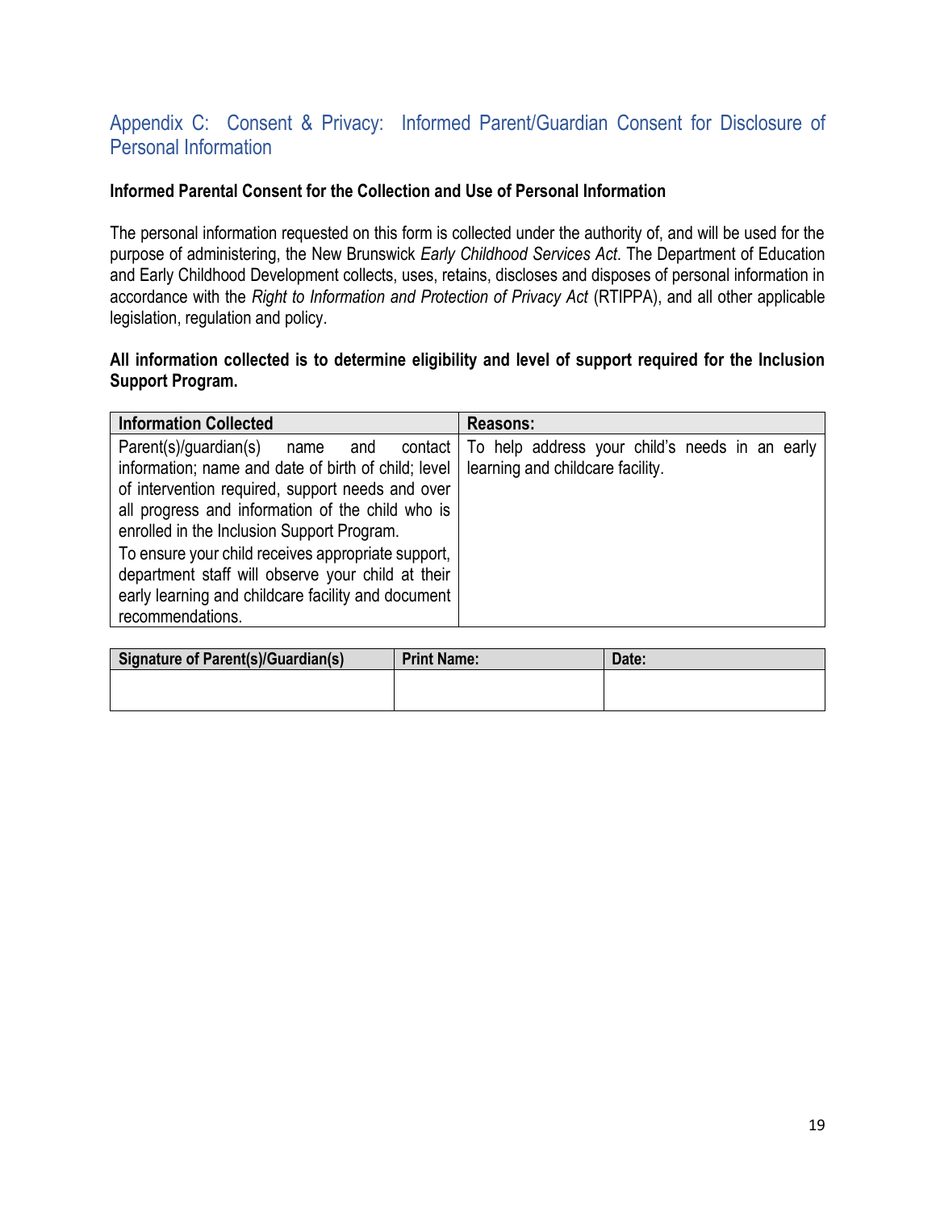## Appendix C: Consent & Privacy: Informed Parent/Guardian Consent for Disclosure of Personal Information

**Informed Parental Consent for the Collection and Use of Personal Information**

The personal information requested on this form is collected under the authority of, and will be used for the purpose of administering, the New Brunswick *Early Childhood Services Act*. The Department of Education and Early Childhood Development collects, uses, retains, discloses and disposes of personal information in accordance with the *Right to Information and Protection of Privacy Act* (RTIPPA), and all other applicable legislation, regulation and policy.

**All information collected is to determine eligibility and level of support required for the Inclusion Support Program.**

| Information Collected | Reasons: |
| --- | --- |
| Parent(s)/guardian(s) name and contact information; name and date of birth of child; level of intervention required, support needs and over all progress and information of the child who is enrolled in the Inclusion Support Program.<br>To ensure your child receives appropriate support, department staff will observe your child at their early learning and childcare facility and document recommendations. | To help address your child's needs in an early learning and childcare facility. |

| Signature of Parent(s)/Guardian(s) | Print Name: | Date: |
| --- | --- | --- |
| | | |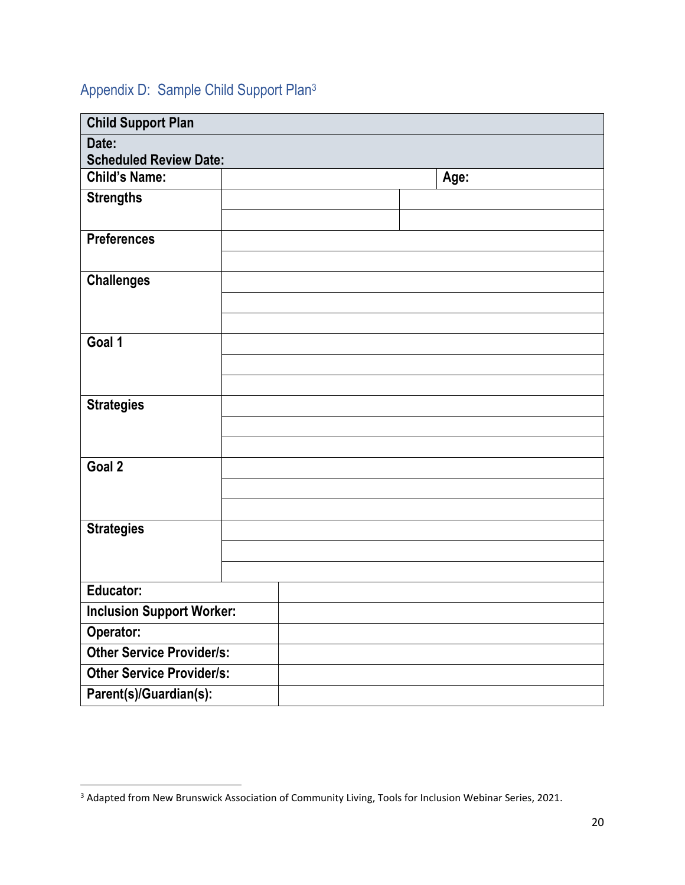## Appendix D: Sample Child Support Plan[3]

| Child Support Plan | | |
|---|---|---|
| **Date:**<br>**Scheduled Review Date:** | | |
| **Child's Name:** | | **Age:** |
| **Strengths** | | |
| | | |
| **Preferences** | | |
| | | |
| **Challenges** | | |
| | | |
| | | |
| **Goal 1** | | |
| | | |
| | | |
| **Strategies** | | |
| | | |
| | | |
| **Goal 2** | | |
| | | |
| | | |
| **Strategies** | | |
| | | |
| | | |
| **Educator:** | | |
| **Inclusion Support Worker:** | | |
| **Operator:** | | |
| **Other Service Provider/s:** | | |
| **Other Service Provider/s:** | | |
| **Parent(s)/Guardian(s):** | | |

[3] Adapted from New Brunswick Association of Community Living, Tools for Inclusion Webinar Series, 2021.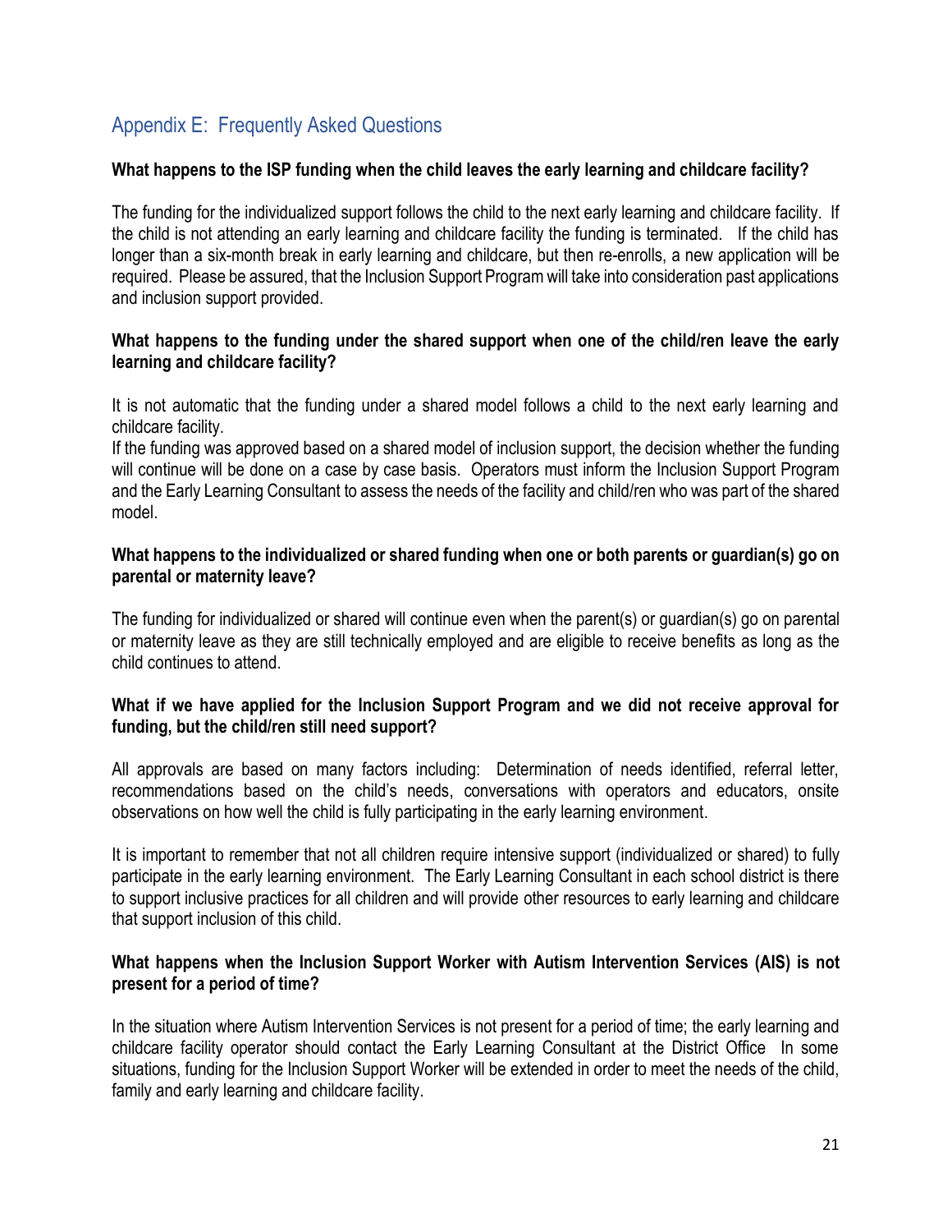## Appendix E: Frequently Asked Questions

**What happens to the ISP funding when the child leaves the early learning and childcare facility?**

The funding for the individualized support follows the child to the next early learning and childcare facility. If the child is not attending an early learning and childcare facility the funding is terminated. If the child has longer than a six-month break in early learning and childcare, but then re-enrolls, a new application will be required. Please be assured, that the Inclusion Support Program will take into consideration past applications and inclusion support provided.

**What happens to the funding under the shared support when one of the child/ren leave the early learning and childcare facility?**

It is not automatic that the funding under a shared model follows a child to the next early learning and childcare facility.

If the funding was approved based on a shared model of inclusion support, the decision whether the funding will continue will be done on a case by case basis. Operators must inform the Inclusion Support Program and the Early Learning Consultant to assess the needs of the facility and child/ren who was part of the shared model.

**What happens to the individualized or shared funding when one or both parents or guardian(s) go on parental or maternity leave?**

The funding for individualized or shared will continue even when the parent(s) or guardian(s) go on parental or maternity leave as they are still technically employed and are eligible to receive benefits as long as the child continues to attend.

**What if we have applied for the Inclusion Support Program and we did not receive approval for funding, but the child/ren still need support?**

All approvals are based on many factors including: Determination of needs identified, referral letter, recommendations based on the child's needs, conversations with operators and educators, onsite observations on how well the child is fully participating in the early learning environment.

It is important to remember that not all children require intensive support (individualized or shared) to fully participate in the early learning environment. The Early Learning Consultant in each school district is there to support inclusive practices for all children and will provide other resources to early learning and childcare that support inclusion of this child.

**What happens when the Inclusion Support Worker with Autism Intervention Services (AIS) is not present for a period of time?**

In the situation where Autism Intervention Services is not present for a period of time; the early learning and childcare facility operator should contact the Early Learning Consultant at the District Office In some situations, funding for the Inclusion Support Worker will be extended in order to meet the needs of the child, family and early learning and childcare facility.